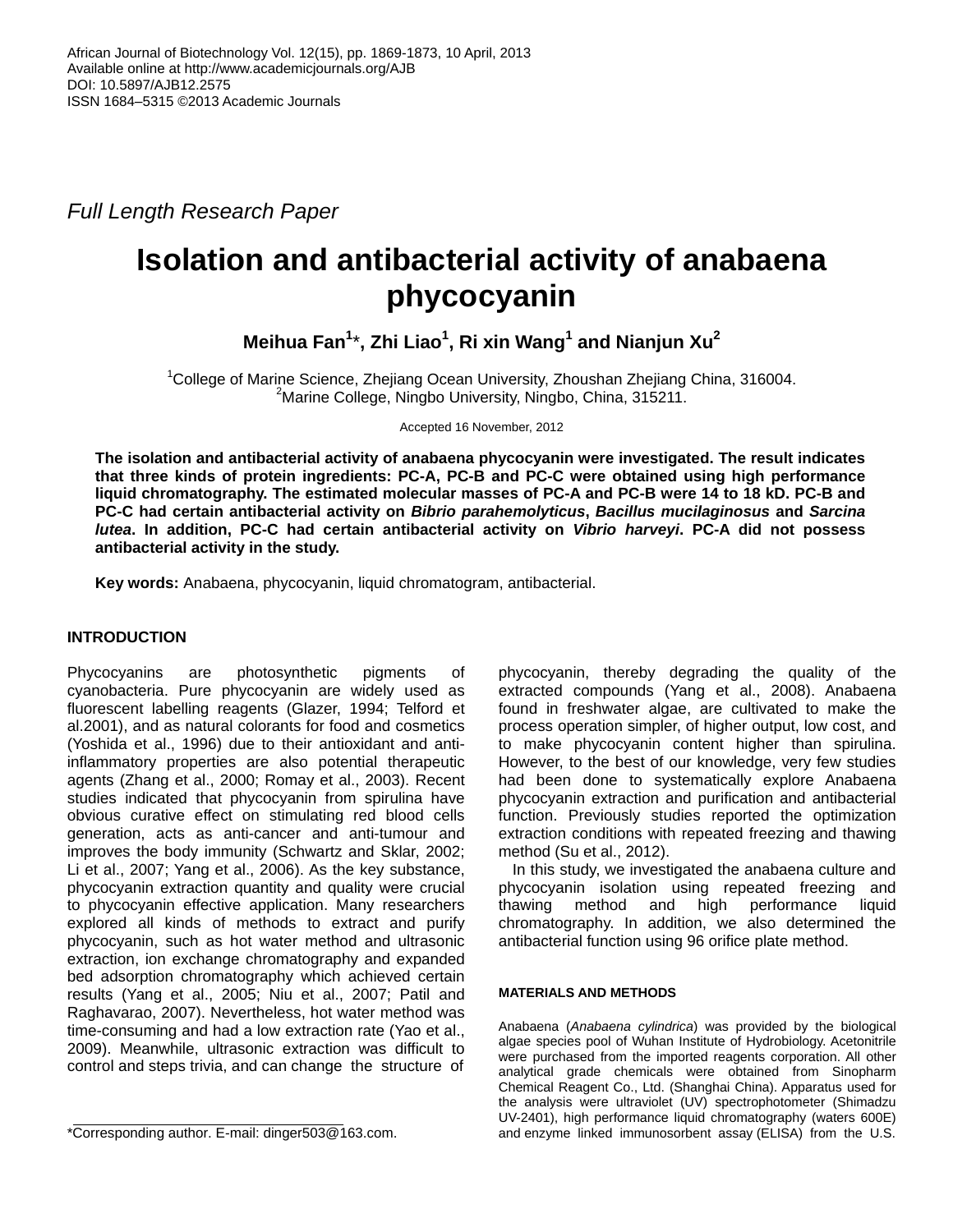African Journal of Biotechnology Vol. 12(15), pp. 1869-1873, 10 April, 2013
Available online at http://www.academicjournals.org/AJB
DOI: 10.5897/AJB12.2575
ISSN 1684–5315 ©2013 Academic Journals

*Full Length Research Paper*

# Isolation and antibacterial activity of anabaena phycocyanin

**Meihua Fan[1]*, Zhi Liao[1], Ri xin Wang[1] and Nianjun Xu[2]**

[1]College of Marine Science, Zhejiang Ocean University, Zhoushan Zhejiang China, 316004.
[2]Marine College, Ningbo University, Ningbo, China, 315211.

Accepted 16 November, 2012

**The isolation and antibacterial activity of anabaena phycocyanin were investigated. The result indicates that three kinds of protein ingredients: PC-A, PC-B and PC-C were obtained using high performance liquid chromatography. The estimated molecular masses of PC-A and PC-B were 14 to 18 kD. PC-B and PC-C had certain antibacterial activity on *Bibrio parahemolyticus*, *Bacillus mucilaginosus* and *Sarcina lutea*. In addition, PC-C had certain antibacterial activity on *Vibrio harveyi*. PC-A did not possess antibacterial activity in the study.**

**Key words:** Anabaena, phycocyanin, liquid chromatogram, antibacterial.

## INTRODUCTION

Phycocyanins are photosynthetic pigments of cyanobacteria. Pure phycocyanin are widely used as fluorescent labelling reagents (Glazer, 1994; Telford et al.2001), and as natural colorants for food and cosmetics (Yoshida et al., 1996) due to their antioxidant and anti-inflammatory properties are also potential therapeutic agents (Zhang et al., 2000; Romay et al., 2003). Recent studies indicated that phycocyanin from spirulina have obvious curative effect on stimulating red blood cells generation, acts as anti-cancer and anti-tumour and improves the body immunity (Schwartz and Sklar, 2002; Li et al., 2007; Yang et al., 2006). As the key substance, phycocyanin extraction quantity and quality were crucial to phycocyanin effective application. Many researchers explored all kinds of methods to extract and purify phycocyanin, such as hot water method and ultrasonic extraction, ion exchange chromatography and expanded bed adsorption chromatography which achieved certain results (Yang et al., 2005; Niu et al., 2007; Patil and Raghavarao, 2007). Nevertheless, hot water method was time-consuming and had a low extraction rate (Yao et al., 2009). Meanwhile, ultrasonic extraction was difficult to control and steps trivia, and can change the structure of phycocyanin, thereby degrading the quality of the extracted compounds (Yang et al., 2008). Anabaena found in freshwater algae, are cultivated to make the process operation simpler, of higher output, low cost, and to make phycocyanin content higher than spirulina. However, to the best of our knowledge, very few studies had been done to systematically explore Anabaena phycocyanin extraction and purification and antibacterial function. Previously studies reported the optimization extraction conditions with repeated freezing and thawing method (Su et al., 2012).

In this study, we investigated the anabaena culture and phycocyanin isolation using repeated freezing and thawing method and high performance liquid chromatography. In addition, we also determined the antibacterial function using 96 orifice plate method.

## MATERIALS AND METHODS

Anabaena (*Anabaena cylindrica*) was provided by the biological algae species pool of Wuhan Institute of Hydrobiology. Acetonitrile were purchased from the imported reagents corporation. All other analytical grade chemicals were obtained from Sinopharm Chemical Reagent Co., Ltd. (Shanghai China). Apparatus used for the analysis were ultraviolet (UV) spectrophotometer (Shimadzu UV-2401), high performance liquid chromatography (waters 600E) and enzyme linked immunosorbent assay (ELISA) from the U.S.

*Corresponding author. E-mail: dinger503@163.com.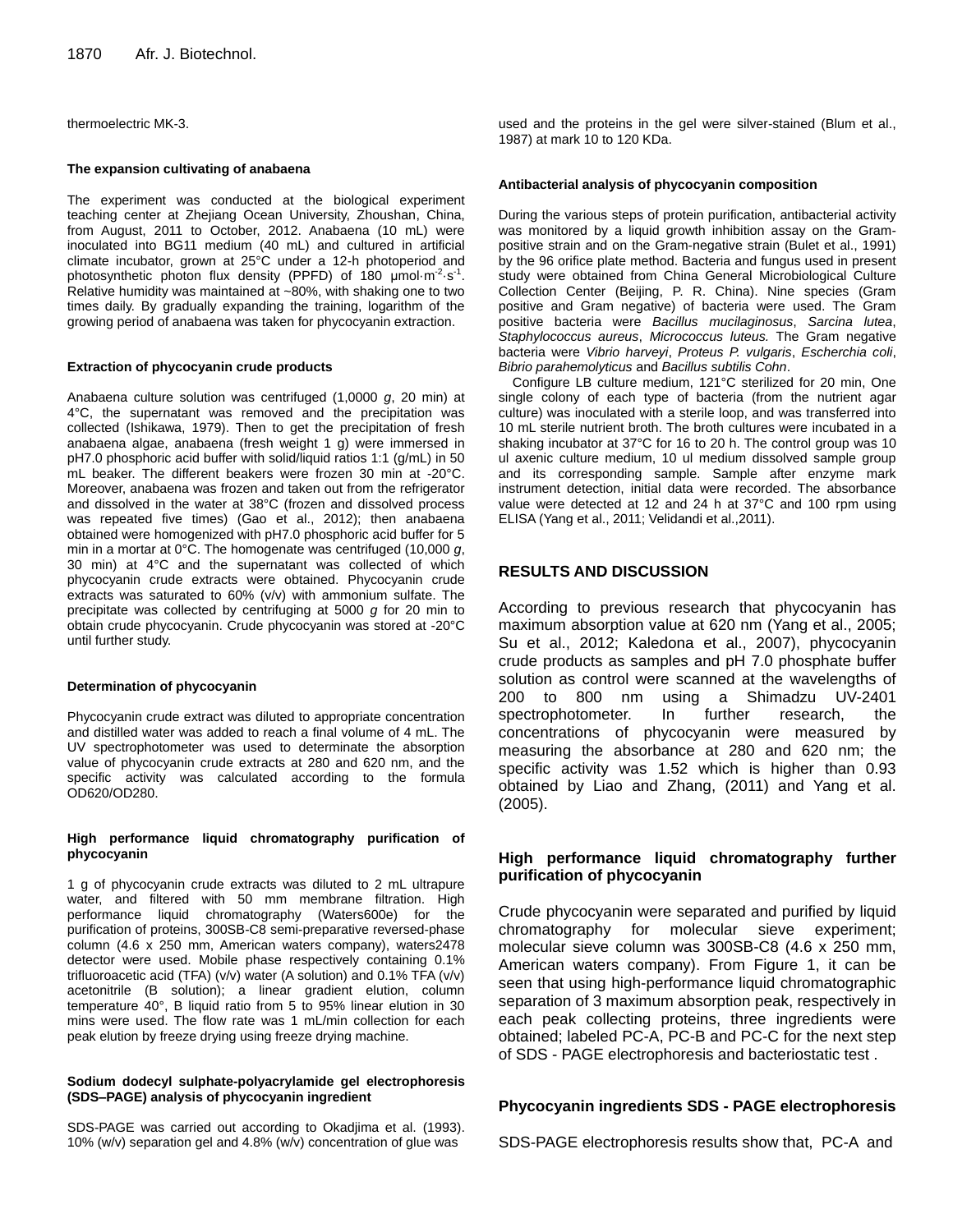thermoelectric MK-3.

### The expansion cultivating of anabaena

The experiment was conducted at the biological experiment teaching center at Zhejiang Ocean University, Zhoushan, China, from August, 2011 to October, 2012. Anabaena (10 mL) were inoculated into BG11 medium (40 mL) and cultured in artificial climate incubator, grown at 25°C under a 12-h photoperiod and photosynthetic photon flux density (PPFD) of 180 μmol·m$^{-2}$·s$^{-1}$. Relative humidity was maintained at ~80%, with shaking one to two times daily. By gradually expanding the training, logarithm of the growing period of anabaena was taken for phycocyanin extraction.

### Extraction of phycocyanin crude products

Anabaena culture solution was centrifuged (1,0000 *g*, 20 min) at 4°C, the supernatant was removed and the precipitation was collected (Ishikawa, 1979). Then to get the precipitation of fresh anabaena algae, anabaena (fresh weight 1 g) were immersed in pH7.0 phosphoric acid buffer with solid/liquid ratios 1:1 (g/mL) in 50 mL beaker. The different beakers were frozen 30 min at -20°C. Moreover, anabaena was frozen and taken out from the refrigerator and dissolved in the water at 38°C (frozen and dissolved process was repeated five times) (Gao et al., 2012); then anabaena obtained were homogenized with pH7.0 phosphoric acid buffer for 5 min in a mortar at 0°C. The homogenate was centrifuged (10,000 *g*, 30 min) at 4°C and the supernatant was collected of which phycocyanin crude extracts were obtained. Phycocyanin crude extracts was saturated to 60% (v/v) with ammonium sulfate. The precipitate was collected by centrifuging at 5000 *g* for 20 min to obtain crude phycocyanin. Crude phycocyanin was stored at -20°C until further study.

### Determination of phycocyanin

Phycocyanin crude extract was diluted to appropriate concentration and distilled water was added to reach a final volume of 4 mL. The UV spectrophotometer was used to determinate the absorption value of phycocyanin crude extracts at 280 and 620 nm, and the specific activity was calculated according to the formula OD620/OD280.

### High performance liquid chromatography purification of phycocyanin

1 g of phycocyanin crude extracts was diluted to 2 mL ultrapure water, and filtered with 50 mm membrane filtration. High performance liquid chromatography (Waters600e) for the purification of proteins, 300SB-C8 semi-preparative reversed-phase column (4.6 x 250 mm, American waters company), waters2478 detector were used. Mobile phase respectively containing 0.1% trifluoroacetic acid (TFA) (v/v) water (A solution) and 0.1% TFA (v/v) acetonitrile (B solution); a linear gradient elution, column temperature 40°, B liquid ratio from 5 to 95% linear elution in 30 mins were used. The flow rate was 1 mL/min collection for each peak elution by freeze drying using freeze drying machine.

### Sodium dodecyl sulphate-polyacrylamide gel electrophoresis (SDS–PAGE) analysis of phycocyanin ingredient

SDS-PAGE was carried out according to Okadjima et al. (1993). 10% (w/v) separation gel and 4.8% (w/v) concentration of glue was used and the proteins in the gel were silver-stained (Blum et al., 1987) at mark 10 to 120 KDa.

### Antibacterial analysis of phycocyanin composition

During the various steps of protein purification, antibacterial activity was monitored by a liquid growth inhibition assay on the Gram-positive strain and on the Gram-negative strain (Bulet et al., 1991) by the 96 orifice plate method. Bacteria and fungus used in present study were obtained from China General Microbiological Culture Collection Center (Beijing, P. R. China). Nine species (Gram positive and Gram negative) of bacteria were used. The Gram positive bacteria were *Bacillus mucilaginosus*, *Sarcina lutea*, *Staphylococcus aureus*, *Micrococcus luteus.* The Gram negative bacteria were *Vibrio harveyi*, *Proteus P. vulgaris*, *Escherchia coli*, *Bibrio parahemolyticus* and *Bacillus subtilis Cohn*.

Configure LB culture medium, 121°C sterilized for 20 min, One single colony of each type of bacteria (from the nutrient agar culture) was inoculated with a sterile loop, and was transferred into 10 mL sterile nutrient broth. The broth cultures were incubated in a shaking incubator at 37°C for 16 to 20 h. The control group was 10 ul axenic culture medium, 10 ul medium dissolved sample group and its corresponding sample. Sample after enzyme mark instrument detection, initial data were recorded. The absorbance value were detected at 12 and 24 h at 37°C and 100 rpm using ELISA (Yang et al., 2011; Velidandi et al.,2011).

## RESULTS AND DISCUSSION

According to previous research that phycocyanin has maximum absorption value at 620 nm (Yang et al., 2005; Su et al., 2012; Kaledona et al., 2007), phycocyanin crude products as samples and pH 7.0 phosphate buffer solution as control were scanned at the wavelengths of 200 to 800 nm using a Shimadzu UV-2401 spectrophotometer. In further research, the concentrations of phycocyanin were measured by measuring the absorbance at 280 and 620 nm; the specific activity was 1.52 which is higher than 0.93 obtained by Liao and Zhang, (2011) and Yang et al. (2005).

### High performance liquid chromatography further purification of phycocyanin

Crude phycocyanin were separated and purified by liquid chromatography for molecular sieve experiment; molecular sieve column was 300SB-C8 (4.6 x 250 mm, American waters company). From Figure 1, it can be seen that using high-performance liquid chromatographic separation of 3 maximum absorption peak, respectively in each peak collecting proteins, three ingredients were obtained; labeled PC-A, PC-B and PC-C for the next step of SDS - PAGE electrophoresis and bacteriostatic test .

### Phycocyanin ingredients SDS - PAGE electrophoresis

SDS-PAGE electrophoresis results show that, PC-A and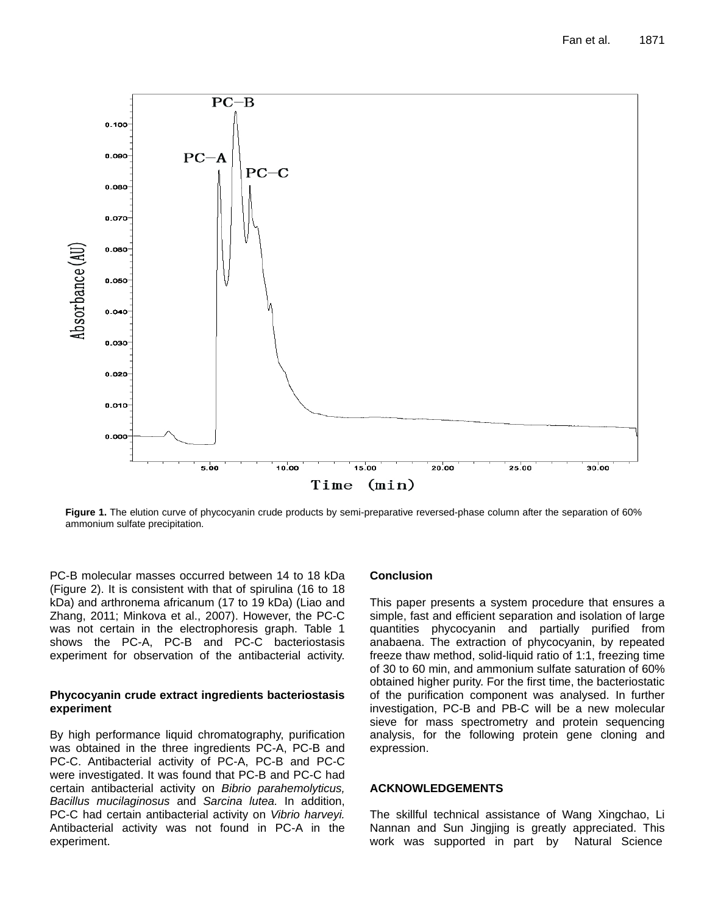Figure 1. The elution curve of phycocyanin crude products by semi-preparative reversed-phase column after the separation of 60% ammonium sulfate precipitation.

PC-B molecular masses occurred between 14 to 18 kDa (Figure 2). It is consistent with that of spirulina (16 to 18 kDa) and arthronema africanum (17 to 19 kDa) (Liao and Zhang, 2011; Minkova et al., 2007). However, the PC-C was not certain in the electrophoresis graph. Table 1 shows the PC-A, PC-B and PC-C bacteriostasis experiment for observation of the antibacterial activity.

### Phycocyanin crude extract ingredients bacteriostasis experiment

By high performance liquid chromatography, purification was obtained in the three ingredients PC-A, PC-B and PC-C. Antibacterial activity of PC-A, PC-B and PC-C were investigated. It was found that PC-B and PC-C had certain antibacterial activity on *Bibrio parahemolyticus, Bacillus mucilaginosus* and *Sarcina lutea.* In addition, PC-C had certain antibacterial activity on *Vibrio harveyi.* Antibacterial activity was not found in PC-A in the experiment.

## Conclusion

This paper presents a system procedure that ensures a simple, fast and efficient separation and isolation of large quantities phycocyanin and partially purified from anabaena. The extraction of phycocyanin, by repeated freeze thaw method, solid-liquid ratio of 1:1, freezing time of 30 to 60 min, and ammonium sulfate saturation of 60% obtained higher purity. For the first time, the bacteriostatic of the purification component was analysed. In further investigation, PC-B and PB-C will be a new molecular sieve for mass spectrometry and protein sequencing analysis, for the following protein gene cloning and expression.

## ACKNOWLEDGEMENTS

The skillful technical assistance of Wang Xingchao, Li Nannan and Sun Jingjing is greatly appreciated. This work was supported in part by Natural Science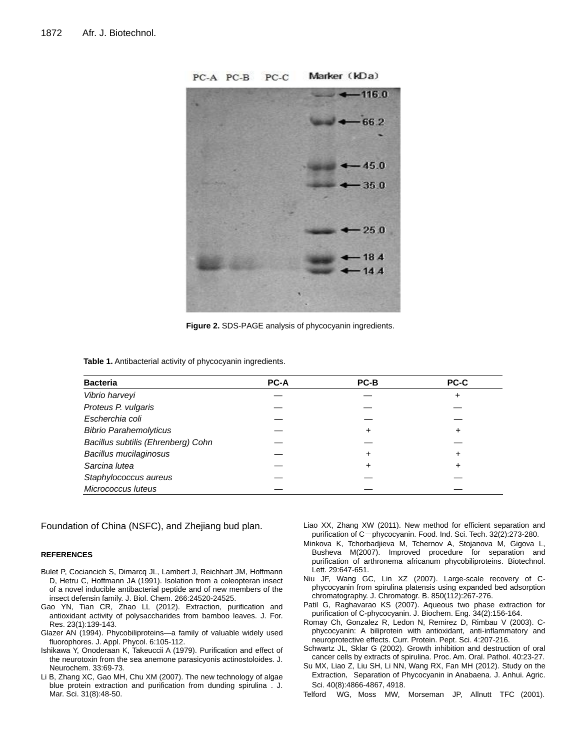Figure 2. SDS-PAGE analysis of phycocyanin ingredients.

**Table 1.** Antibacterial activity of phycocyanin ingredients.

| Bacteria | PC-A | PC-B | PC-C |
|---|---|---|---|
| *Vibrio harveyi* | — | — | + |
| *Proteus P. vulgaris* | — | — | — |
| *Escherchia coli* | — | — | — |
| *Bibrio Parahemolyticus* | — | + | + |
| *Bacillus subtilis (Ehrenberg) Cohn* | — | — | — |
| *Bacillus mucilaginosus* | — | + | + |
| *Sarcina lutea* | — | + | + |
| *Staphylococcus aureus* | — | — | — |
| *Micrococcus luteus* | — | — | — |

Foundation of China (NSFC), and Zhejiang bud plan.

## REFERENCES

Bulet P, Cociancich S, Dimarcq JL, Lambert J, Reichhart JM, Hoffmann D, Hetru C, Hoffmann JA (1991). Isolation from a coleopteran insect of a novel inducible antibacterial peptide and of new members of the insect defensin family. J. Biol. Chem. 266:24520-24525.

Gao YN, Tian CR, Zhao LL (2012). Extraction, purification and antioxidant activity of polysaccharides from bamboo leaves. J. For. Res. 23(1):139-143.

Glazer AN (1994). Phycobiliproteins—a family of valuable widely used fluorophores. J. Appl. Phycol. 6:105-112.

Ishikawa Y, Onoderaan K, Takeuccii A (1979). Purification and effect of the neurotoxin from the sea anemone parasicyonis actinostoloides. J. Neurochem. 33:69-73.

Li B, Zhang XC, Gao MH, Chu XM (2007). The new technology of algae blue protein extraction and purification from dunding spirulina . J. Mar. Sci. 31(8):48-50.

Liao XX, Zhang XW (2011). New method for efficient separation and purification of C－phycocyanin. Food. Ind. Sci. Tech. 32(2):273-280.

Minkova K, Tchorbadjieva M, Tchernov A, Stojanova M, Gigova L, Busheva M(2007). Improved procedure for separation and purification of arthronema africanum phycobiliproteins. Biotechnol. Lett. 29:647-651.

Niu JF, Wang GC, Lin XZ (2007). Large-scale recovery of C-phycocyanin from spirulina platensis using expanded bed adsorption chromatography. J. Chromatogr. B. 850(112):267-276.

Patil G, Raghavarao KS (2007). Aqueous two phase extraction for purification of C-phycocyanin. J. Biochem. Eng. 34(2):156-164.

Romay Ch, Gonzalez R, Ledon N, Remirez D, Rimbau V (2003). C-phycocyanin: A biliprotein with antioxidant, anti-inflammatory and neuroprotective effects. Curr. Protein. Pept. Sci. 4:207-216.

Schwartz JL, Sklar G (2002). Growth inhibition and destruction of oral cancer cells by extracts of spirulina. Proc. Am. Oral. Pathol. 40:23-27.

Su MX, Liao Z, Liu SH, Li NN, Wang RX, Fan MH (2012). Study on the Extraction, Separation of Phycocyanin in Anabaena. J. Anhui. Agric. Sci. 40(8):4866-4867, 4918.

Telford WG, Moss MW, Morseman JP, Allnutt TFC (2001).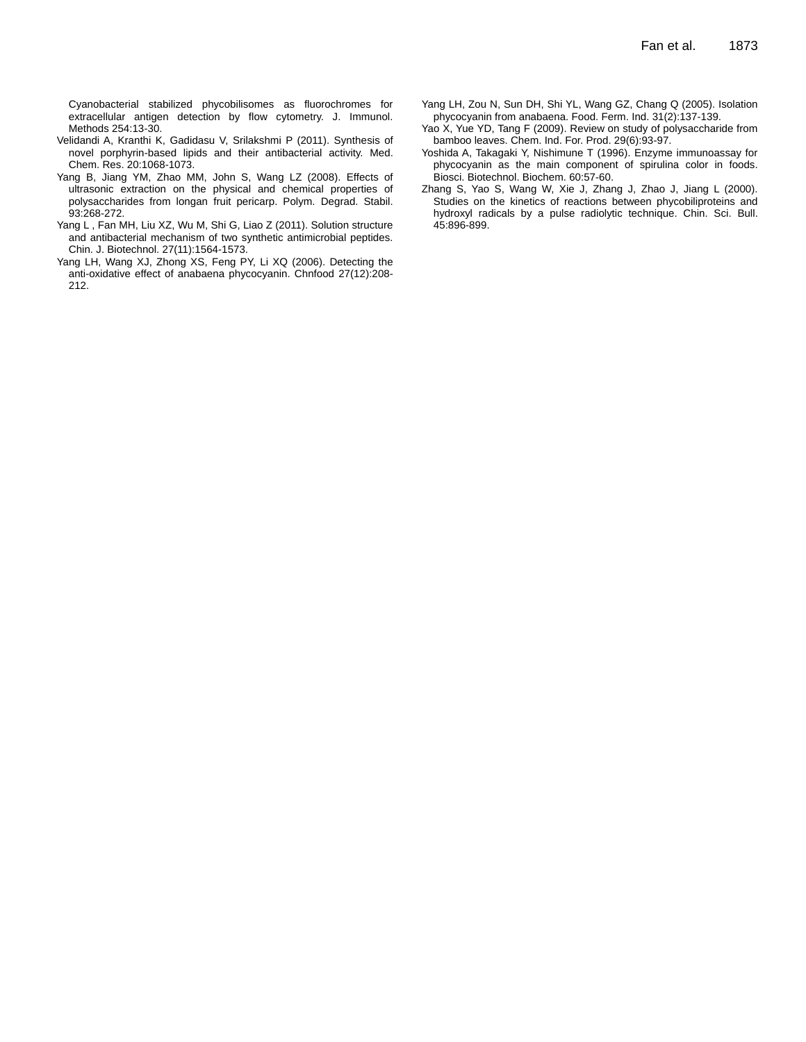Cyanobacterial stabilized phycobilisomes as fluorochromes for extracellular antigen detection by flow cytometry. J. Immunol. Methods 254:13-30.

Velidandi A, Kranthi K, Gadidasu V, Srilakshmi P (2011). Synthesis of novel porphyrin-based lipids and their antibacterial activity. Med. Chem. Res. 20:1068-1073.

Yang B, Jiang YM, Zhao MM, John S, Wang LZ (2008). Effects of ultrasonic extraction on the physical and chemical properties of polysaccharides from longan fruit pericarp. Polym. Degrad. Stabil. 93:268-272.

Yang L , Fan MH, Liu XZ, Wu M, Shi G, Liao Z (2011). Solution structure and antibacterial mechanism of two synthetic antimicrobial peptides. Chin. J. Biotechnol. 27(11):1564-1573.

Yang LH, Wang XJ, Zhong XS, Feng PY, Li XQ (2006). Detecting the anti-oxidative effect of anabaena phycocyanin. Chnfood 27(12):208-212.

Yang LH, Zou N, Sun DH, Shi YL, Wang GZ, Chang Q (2005). Isolation phycocyanin from anabaena. Food. Ferm. Ind. 31(2):137-139.

Yao X, Yue YD, Tang F (2009). Review on study of polysaccharide from bamboo leaves. Chem. Ind. For. Prod. 29(6):93-97.

Yoshida A, Takagaki Y, Nishimune T (1996). Enzyme immunoassay for phycocyanin as the main component of spirulina color in foods. Biosci. Biotechnol. Biochem. 60:57-60.

Zhang S, Yao S, Wang W, Xie J, Zhang J, Zhao J, Jiang L (2000). Studies on the kinetics of reactions between phycobiliproteins and hydroxyl radicals by a pulse radiolytic technique. Chin. Sci. Bull. 45:896-899.